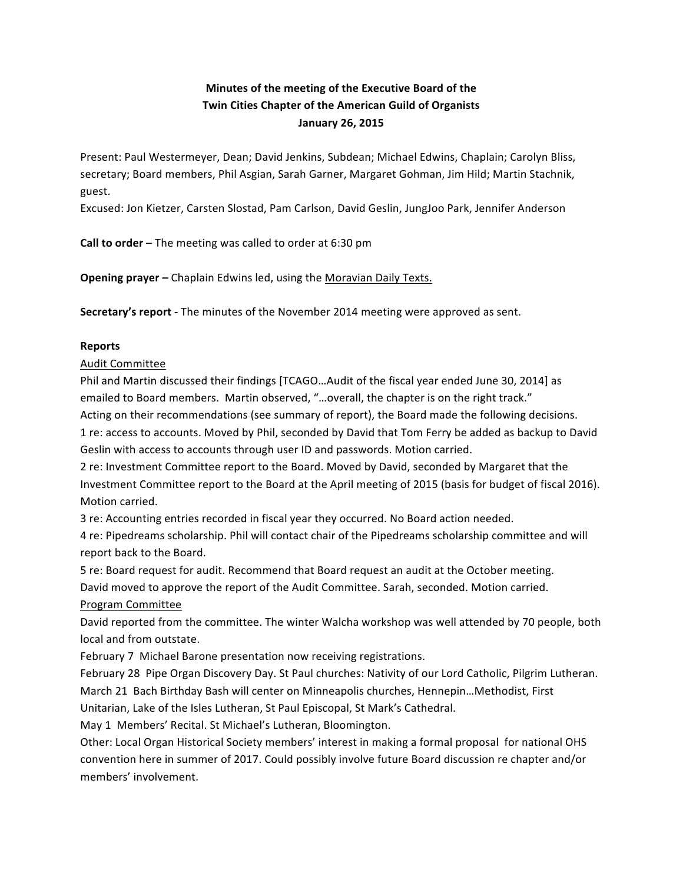**Minutes of the meeting of the Executive Board of the**
**Twin Cities Chapter of the American Guild of Organists**
**January 26, 2015**

Present: Paul Westermeyer, Dean; David Jenkins, Subdean; Michael Edwins, Chaplain; Carolyn Bliss, secretary; Board members, Phil Asgian, Sarah Garner, Margaret Gohman, Jim Hild; Martin Stachnik, guest.
Excused: Jon Kietzer, Carsten Slostad, Pam Carlson, David Geslin, JungJoo Park, Jennifer Anderson

**Call to order** – The meeting was called to order at 6:30 pm

**Opening prayer –** Chaplain Edwins led, using the Moravian Daily Texts.

**Secretary's report -** The minutes of the November 2014 meeting were approved as sent.

**Reports**

Audit Committee

Phil and Martin discussed their findings [TCAGO…Audit of the fiscal year ended June 30, 2014] as emailed to Board members. Martin observed, "…overall, the chapter is on the right track."
Acting on their recommendations (see summary of report), the Board made the following decisions.
1 re: access to accounts. Moved by Phil, seconded by David that Tom Ferry be added as backup to David Geslin with access to accounts through user ID and passwords. Motion carried.
2 re: Investment Committee report to the Board. Moved by David, seconded by Margaret that the Investment Committee report to the Board at the April meeting of 2015 (basis for budget of fiscal 2016). Motion carried.
3 re: Accounting entries recorded in fiscal year they occurred. No Board action needed.
4 re: Pipedreams scholarship. Phil will contact chair of the Pipedreams scholarship committee and will report back to the Board.
5 re: Board request for audit. Recommend that Board request an audit at the October meeting.
David moved to approve the report of the Audit Committee. Sarah, seconded. Motion carried.

Program Committee

David reported from the committee. The winter Walcha workshop was well attended by 70 people, both local and from outstate.
February 7 Michael Barone presentation now receiving registrations.
February 28 Pipe Organ Discovery Day. St Paul churches: Nativity of our Lord Catholic, Pilgrim Lutheran.
March 21 Bach Birthday Bash will center on Minneapolis churches, Hennepin…Methodist, First Unitarian, Lake of the Isles Lutheran, St Paul Episcopal, St Mark's Cathedral.
May 1 Members' Recital. St Michael's Lutheran, Bloomington.
Other: Local Organ Historical Society members' interest in making a formal proposal for national OHS convention here in summer of 2017. Could possibly involve future Board discussion re chapter and/or members' involvement.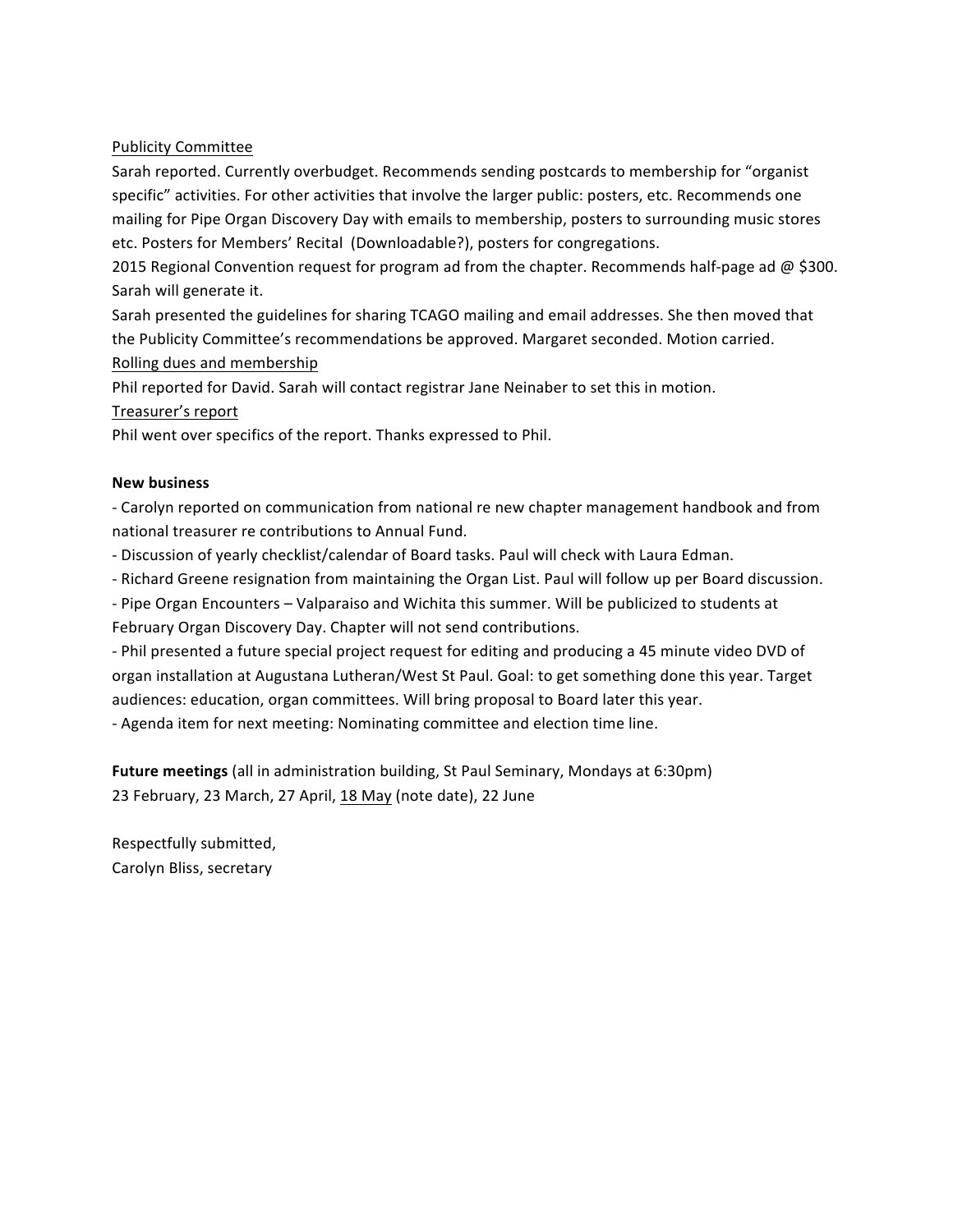<u>Publicity Committee</u>

Sarah reported. Currently overbudget. Recommends sending postcards to membership for "organist specific" activities. For other activities that involve the larger public: posters, etc. Recommends one mailing for Pipe Organ Discovery Day with emails to membership, posters to surrounding music stores etc. Posters for Members' Recital (Downloadable?), posters for congregations.

2015 Regional Convention request for program ad from the chapter. Recommends half-page ad @ $300. Sarah will generate it.

Sarah presented the guidelines for sharing TCAGO mailing and email addresses. She then moved that the Publicity Committee's recommendations be approved. Margaret seconded. Motion carried.

<u>Rolling dues and membership</u>

Phil reported for David. Sarah will contact registrar Jane Neinaber to set this in motion.

<u>Treasurer's report</u>

Phil went over specifics of the report. Thanks expressed to Phil.

**New business**

- Carolyn reported on communication from national re new chapter management handbook and from national treasurer re contributions to Annual Fund.
- Discussion of yearly checklist/calendar of Board tasks. Paul will check with Laura Edman.
- Richard Greene resignation from maintaining the Organ List. Paul will follow up per Board discussion.
- Pipe Organ Encounters – Valparaiso and Wichita this summer. Will be publicized to students at February Organ Discovery Day. Chapter will not send contributions.
- Phil presented a future special project request for editing and producing a 45 minute video DVD of organ installation at Augustana Lutheran/West St Paul. Goal: to get something done this year. Target audiences: education, organ committees. Will bring proposal to Board later this year.
- Agenda item for next meeting: Nominating committee and election time line.

**Future meetings** (all in administration building, St Paul Seminary, Mondays at 6:30pm)

23 February, 23 March, 27 April, <u>18 May</u> (note date), 22 June

Respectfully submitted,
Carolyn Bliss, secretary